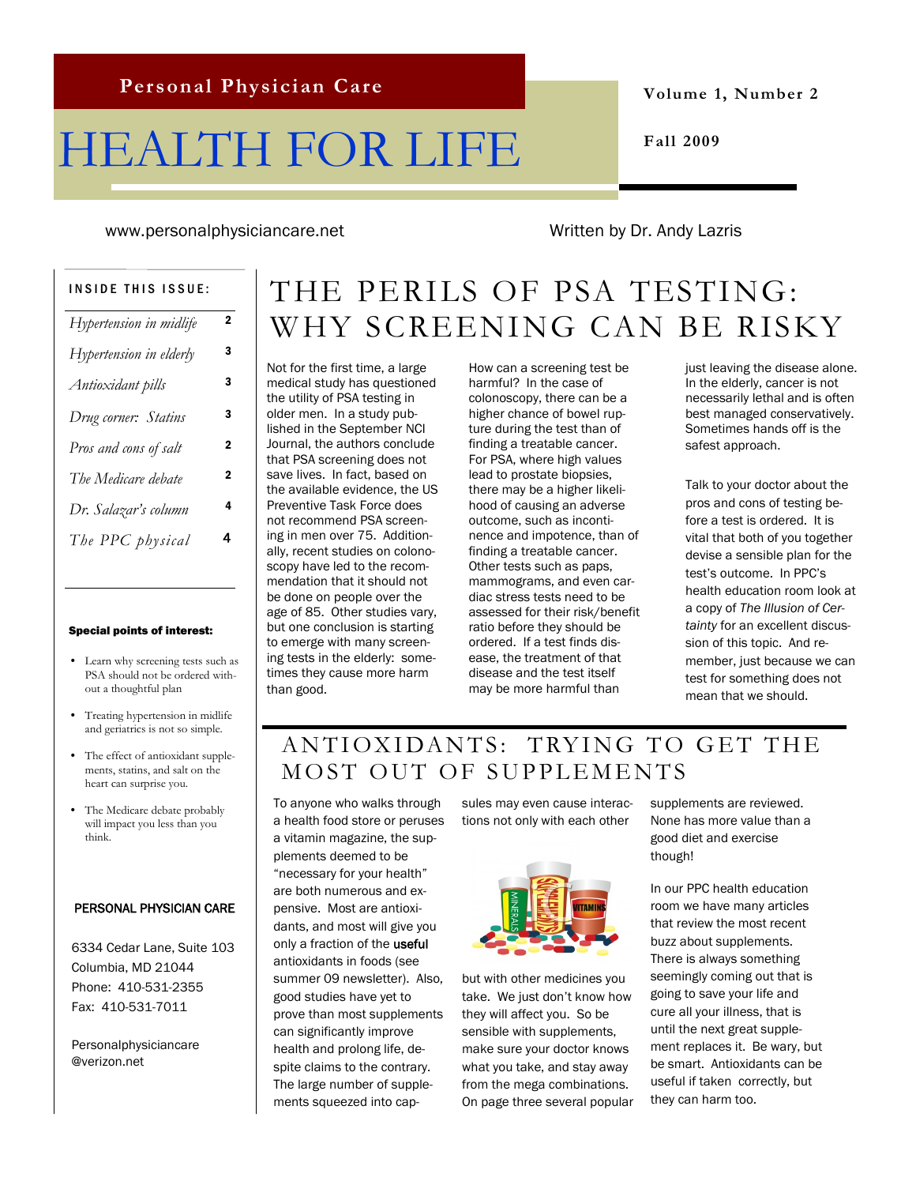**Personal Physician Care**

# HEALTH FOR LIFE

**Volume 1, Number 2**

**Fall 2009**

www.personalphysiciancare.net

Written by Dr. Andy Lazris

**INSIDE THIS ISSUE:**

| | |
|---|---|
| *Hypertension in midlife* | 2 |
| *Hypertension in elderly* | 3 |
| *Antioxidant pills* | 3 |
| *Drug corner: Statins* | 3 |
| *Pros and cons of salt* | 2 |
| *The Medicare debate* | 2 |
| *Dr. Salazar's column* | 4 |
| *The PPC physical* | 4 |

**Special points of interest:**

- Learn why screening tests such as PSA should not be ordered without a thoughtful plan
- Treating hypertension in midlife and geriatrics is not so simple.
- The effect of antioxidant supplements, statins, and salt on the heart can surprise you.
- The Medicare debate probably will impact you less than you think.

**PERSONAL PHYSICIAN CARE**

6334 Cedar Lane, Suite 103
Columbia, MD 21044
Phone: 410-531-2355
Fax: 410-531-7011

Personalphysiciancare
@verizon.net

## THE PERILS OF PSA TESTING: WHY SCREENING CAN BE RISKY

Not for the first time, a large medical study has questioned the utility of PSA testing in older men. In a study published in the September NCI Journal, the authors conclude that PSA screening does not save lives. In fact, based on the available evidence, the US Preventive Task Force does not recommend PSA screening in men over 75. Additionally, recent studies on colonoscopy have led to the recommendation that it should not be done on people over the age of 85. Other studies vary, but one conclusion is starting to emerge with many screening tests in the elderly: sometimes they cause more harm than good.

How can a screening test be harmful? In the case of colonoscopy, there can be a higher chance of bowel rupture during the test than of finding a treatable cancer. For PSA, where high values lead to prostate biopsies, there may be a higher likelihood of causing an adverse outcome, such as incontinence and impotence, than of finding a treatable cancer. Other tests such as paps, mammograms, and even cardiac stress tests need to be assessed for their risk/benefit ratio before they should be ordered. If a test finds disease, the treatment of that disease and the test itself may be more harmful than just leaving the disease alone. In the elderly, cancer is not necessarily lethal and is often best managed conservatively. Sometimes hands off is the safest approach.

Talk to your doctor about the pros and cons of testing before a test is ordered. It is vital that both of you together devise a sensible plan for the test's outcome. In PPC's health education room look at a copy of *The Illusion of Certainty* for an excellent discussion of this topic. And remember, just because we can test for something does not mean that we should.

## ANTIOXIDANTS: TRYING TO GET THE MOST OUT OF SUPPLEMENTS

To anyone who walks through a health food store or peruses a vitamin magazine, the supplements deemed to be "necessary for your health" are both numerous and expensive. Most are antioxidants, and most will give you only a fraction of the **useful** antioxidants in foods (see summer 09 newsletter). Also, good studies have yet to prove than most supplements can significantly improve health and prolong life, despite claims to the contrary. The large number of supplements squeezed into capsules may even cause interactions not only with each other but with other medicines you take. We just don't know how they will affect you. So be sensible with supplements, make sure your doctor knows what you take, and stay away from the mega combinations. On page three several popular supplements are reviewed. None has more value than a good diet and exercise though!

In our PPC health education room we have many articles that review the most recent buzz about supplements. There is always something seemingly coming out that is going to save your life and cure all your illness, that is until the next great supplement replaces it. Be wary, but be smart. Antioxidants can be useful if taken correctly, but they can harm too.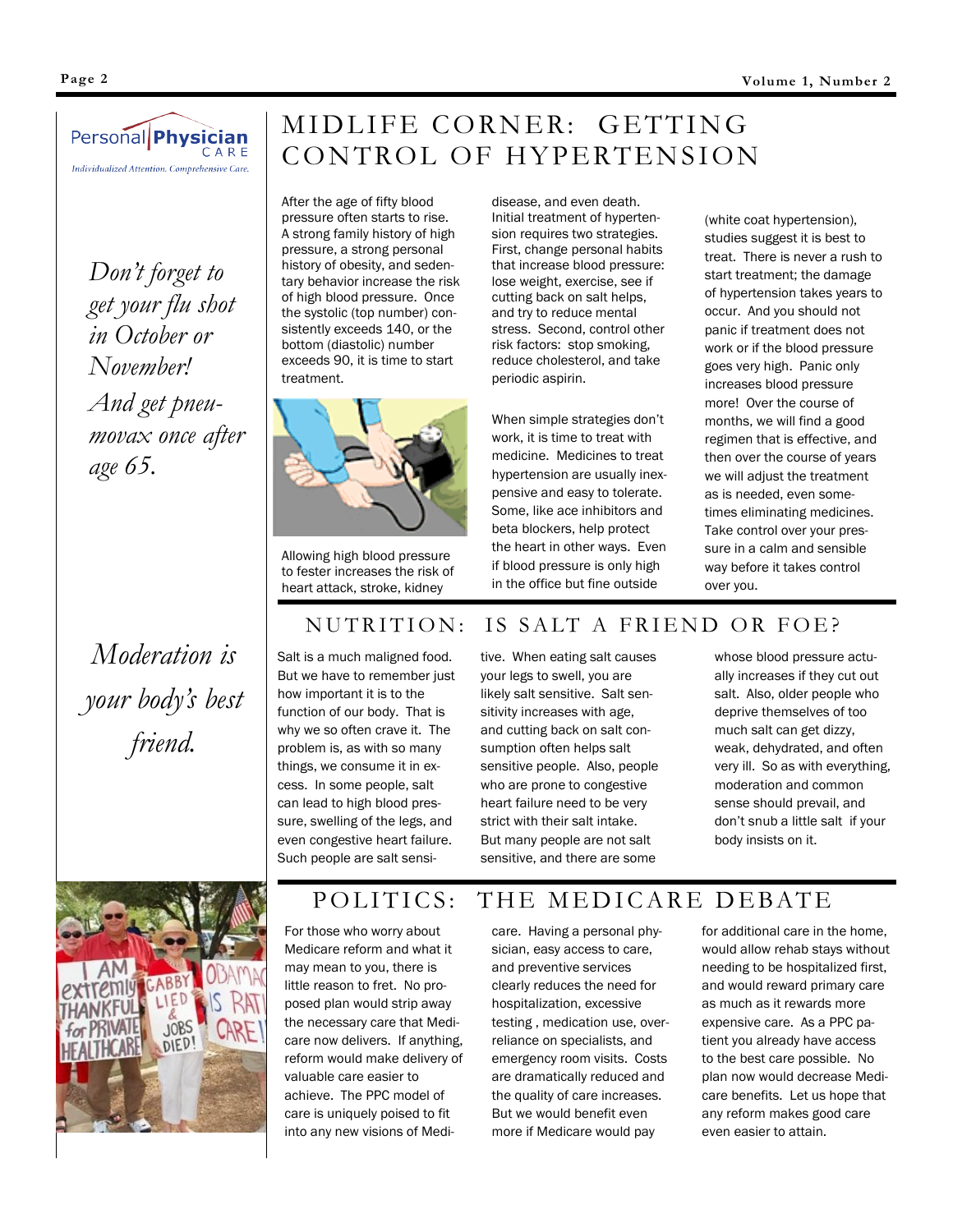Personal Physician CARE

*Individualized Attention. Comprehensive Care.*

*Don't forget to get your flu shot in October or November!*

*And get pneumovax once after age 65.*

*Moderation is your body's best friend.*

# MIDLIFE CORNER: GETTING CONTROL OF HYPERTENSION

After the age of fifty blood pressure often starts to rise. A strong family history of high pressure, a strong personal history of obesity, and sedentary behavior increase the risk of high blood pressure. Once the systolic (top number) consistently exceeds 140, or the bottom (diastolic) number exceeds 90, it is time to start treatment.

Allowing high blood pressure to fester increases the risk of heart attack, stroke, kidney disease, and even death. Initial treatment of hypertension requires two strategies. First, change personal habits that increase blood pressure: lose weight, exercise, see if cutting back on salt helps, and try to reduce mental stress. Second, control other risk factors: stop smoking, reduce cholesterol, and take periodic aspirin.

When simple strategies don't work, it is time to treat with medicine. Medicines to treat hypertension are usually inexpensive and easy to tolerate. Some, like ace inhibitors and beta blockers, help protect the heart in other ways. Even if blood pressure is only high in the office but fine outside (white coat hypertension), studies suggest it is best to treat. There is never a rush to start treatment; the damage of hypertension takes years to occur. And you should not panic if treatment does not work or if the blood pressure goes very high. Panic only increases blood pressure more! Over the course of months, we will find a good regimen that is effective, and then over the course of years we will adjust the treatment as is needed, even sometimes eliminating medicines. Take control over your pressure in a calm and sensible way before it takes control over you.

# NUTRITION: IS SALT A FRIEND OR FOE?

Salt is a much maligned food. But we have to remember just how important it is to the function of our body. That is why we so often crave it. The problem is, as with so many things, we consume it in excess. In some people, salt can lead to high blood pressure, swelling of the legs, and even congestive heart failure. Such people are salt sensitive. When eating salt causes your legs to swell, you are likely salt sensitive. Salt sensitivity increases with age, and cutting back on salt consumption often helps salt sensitive people. Also, people who are prone to congestive heart failure need to be very strict with their salt intake. But many people are not salt sensitive, and there are some whose blood pressure actually increases if they cut out salt. Also, older people who deprive themselves of too much salt can get dizzy, weak, dehydrated, and often very ill. So as with everything, moderation and common sense should prevail, and don't snub a little salt if your body insists on it.

# POLITICS: THE MEDICARE DEBATE

For those who worry about Medicare reform and what it may mean to you, there is little reason to fret. No proposed plan would strip away the necessary care that Medicare now delivers. If anything, reform would make delivery of valuable care easier to achieve. The PPC model of care is uniquely poised to fit into any new visions of Medicare. Having a personal physician, easy access to care, and preventive services clearly reduces the need for hospitalization, excessive testing , medication use, overreliance on specialists, and emergency room visits. Costs are dramatically reduced and the quality of care increases. But we would benefit even more if Medicare would pay for additional care in the home, would allow rehab stays without needing to be hospitalized first, and would reward primary care as much as it rewards more expensive care. As a PPC patient you already have access to the best care possible. No plan now would decrease Medicare benefits. Let us hope that any reform makes good care even easier to attain.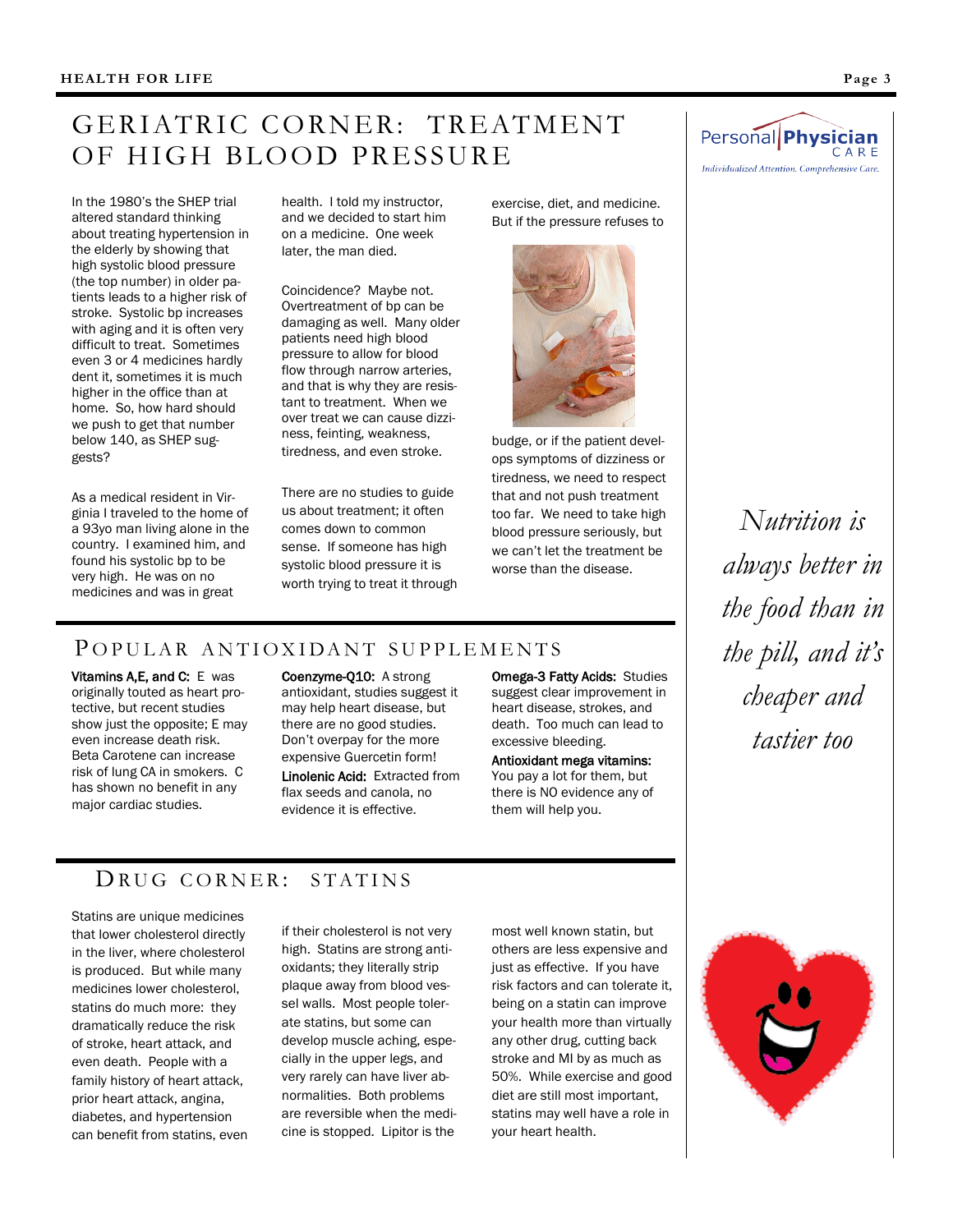## GERIATRIC CORNER: TREATMENT OF HIGH BLOOD PRESSURE

In the 1980's the SHEP trial altered standard thinking about treating hypertension in the elderly by showing that high systolic blood pressure (the top number) in older patients leads to a higher risk of stroke. Systolic bp increases with aging and it is often very difficult to treat. Sometimes even 3 or 4 medicines hardly dent it, sometimes it is much higher in the office than at home. So, how hard should we push to get that number below 140, as SHEP suggests?

As a medical resident in Virginia I traveled to the home of a 93yo man living alone in the country. I examined him, and found his systolic bp to be very high. He was on no medicines and was in great health. I told my instructor, and we decided to start him on a medicine. One week later, the man died.

Coincidence? Maybe not. Overtreatment of bp can be damaging as well. Many older patients need high blood pressure to allow for blood flow through narrow arteries, and that is why they are resistant to treatment. When we over treat we can cause dizziness, feinting, weakness, tiredness, and even stroke.

There are no studies to guide us about treatment; it often comes down to common sense. If someone has high systolic blood pressure it is worth trying to treat it through exercise, diet, and medicine. But if the pressure refuses to budge, or if the patient develops symptoms of dizziness or tiredness, we need to respect that and not push treatment too far. We need to take high blood pressure seriously, but we can't let the treatment be worse than the disease.

*Nutrition is always better in the food than in the pill, and it's cheaper and tastier too*

## POPULAR ANTIOXIDANT SUPPLEMENTS

**Vitamins A,E, and C:** E was originally touted as heart protective, but recent studies show just the opposite; E may even increase death risk. Beta Carotene can increase risk of lung CA in smokers. C has shown no benefit in any major cardiac studies.

**Coenzyme-Q10:** A strong antioxidant, studies suggest it may help heart disease, but there are no good studies. Don't overpay for the more expensive Guercetin form!

**Linolenic Acid:** Extracted from flax seeds and canola, no evidence it is effective.

**Omega-3 Fatty Acids:** Studies suggest clear improvement in heart disease, strokes, and death. Too much can lead to excessive bleeding.

**Antioxidant mega vitamins:** You pay a lot for them, but there is NO evidence any of them will help you.

## DRUG CORNER: STATINS

Statins are unique medicines that lower cholesterol directly in the liver, where cholesterol is produced. But while many medicines lower cholesterol, statins do much more: they dramatically reduce the risk of stroke, heart attack, and even death. People with a family history of heart attack, prior heart attack, angina, diabetes, and hypertension can benefit from statins, even if their cholesterol is not very high. Statins are strong antioxidants; they literally strip plaque away from blood vessel walls. Most people tolerate statins, but some can develop muscle aching, especially in the upper legs, and very rarely can have liver abnormalities. Both problems are reversible when the medicine is stopped. Lipitor is the most well known statin, but others are less expensive and just as effective. If you have risk factors and can tolerate it, being on a statin can improve your health more than virtually any other drug, cutting back stroke and MI by as much as 50%. While exercise and good diet are still most important, statins may well have a role in your heart health.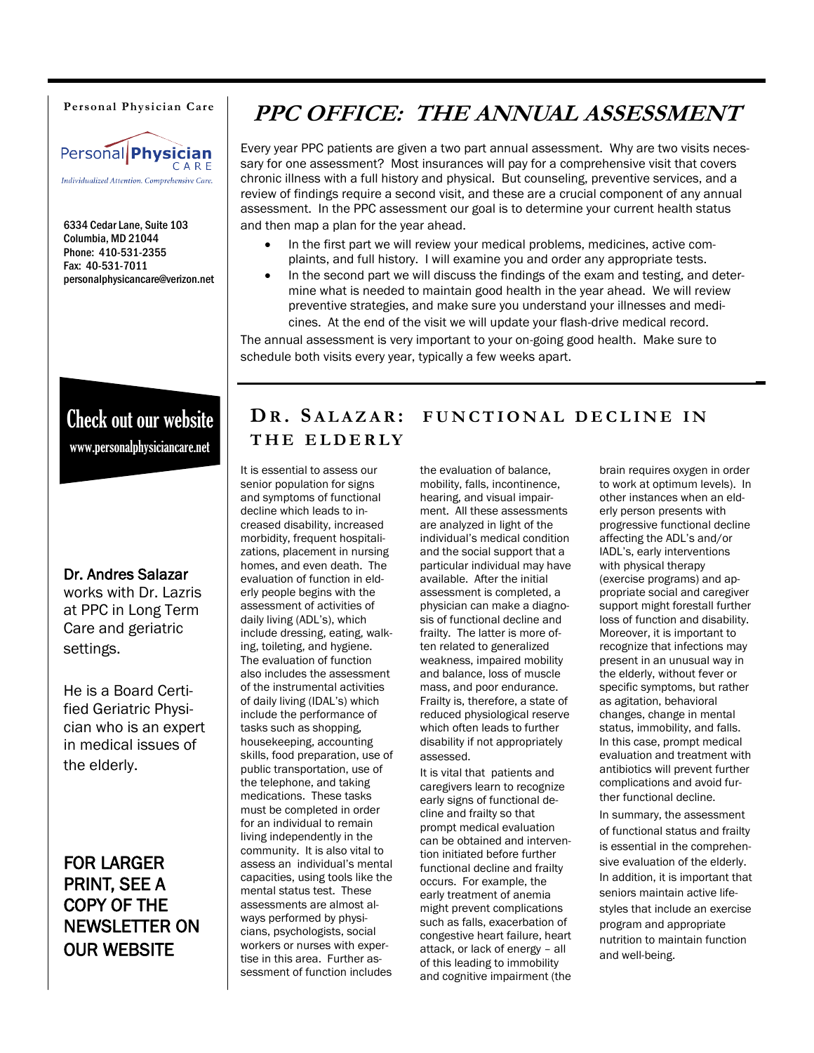**Personal Physician Care**

Personal Physician CARE

*Individualized Attention. Comprehensive Care.*

6334 Cedar Lane, Suite 103
Columbia, MD 21044
Phone: 410-531-2355
Fax: 40-531-7011
personalphysicancare@verizon.net

# PPC OFFICE: THE ANNUAL ASSESSMENT

Every year PPC patients are given a two part annual assessment. Why are two visits necessary for one assessment? Most insurances will pay for a comprehensive visit that covers chronic illness with a full history and physical. But counseling, preventive services, and a review of findings require a second visit, and these are a crucial component of any annual assessment. In the PPC assessment our goal is to determine your current health status and then map a plan for the year ahead.

- In the first part we will review your medical problems, medicines, active complaints, and full history. I will examine you and order any appropriate tests.
- In the second part we will discuss the findings of the exam and testing, and determine what is needed to maintain good health in the year ahead. We will review preventive strategies, and make sure you understand your illnesses and medicines. At the end of the visit we will update your flash-drive medical record.

The annual assessment is very important to your on-going good health. Make sure to schedule both visits every year, typically a few weeks apart.

**Check out our website**
**www.personalphysiciancare.net**

## DR. SALAZAR: FUNCTIONAL DECLINE IN THE ELDERLY

It is essential to assess our senior population for signs and symptoms of functional decline which leads to increased disability, increased morbidity, frequent hospitalizations, placement in nursing homes, and even death. The evaluation of function in elderly people begins with the assessment of activities of daily living (ADL's), which include dressing, eating, walking, toileting, and hygiene. The evaluation of function also includes the assessment of the instrumental activities of daily living (IDAL's) which include the performance of tasks such as shopping, housekeeping, accounting skills, food preparation, use of public transportation, use of the telephone, and taking medications. These tasks must be completed in order for an individual to remain living independently in the community. It is also vital to assess an individual's mental capacities, using tools like the mental status test. These assessments are almost always performed by physicians, psychologists, social workers or nurses with expertise in this area. Further assessment of function includes the evaluation of balance, mobility, falls, incontinence, hearing, and visual impairment. All these assessments are analyzed in light of the individual's medical condition and the social support that a particular individual may have available. After the initial assessment is completed, a physician can make a diagnosis of functional decline and frailty. The latter is more often related to generalized weakness, impaired mobility and balance, loss of muscle mass, and poor endurance. Frailty is, therefore, a state of reduced physiological reserve which often leads to further disability if not appropriately assessed.

It is vital that patients and caregivers learn to recognize early signs of functional decline and frailty so that prompt medical evaluation can be obtained and intervention initiated before further functional decline and frailty occurs. For example, the early treatment of anemia might prevent complications such as falls, exacerbation of congestive heart failure, heart attack, or lack of energy – all of this leading to immobility and cognitive impairment (the brain requires oxygen in order to work at optimum levels). In other instances when an elderly person presents with progressive functional decline affecting the ADL's and/or IADL's, early interventions with physical therapy (exercise programs) and appropriate social and caregiver support might forestall further loss of function and disability. Moreover, it is important to recognize that infections may present in an unusual way in the elderly, without fever or specific symptoms, but rather as agitation, behavioral changes, change in mental status, immobility, and falls. In this case, prompt medical evaluation and treatment with antibiotics will prevent further complications and avoid further functional decline.

In summary, the assessment of functional status and frailty is essential in the comprehensive evaluation of the elderly. In addition, it is important that seniors maintain active lifestyles that include an exercise program and appropriate nutrition to maintain function and well-being.

**Dr. Andres Salazar** works with Dr. Lazris at PPC in Long Term Care and geriatric settings.

He is a Board Certified Geriatric Physician who is an expert in medical issues of the elderly.

FOR LARGER PRINT, SEE A COPY OF THE NEWSLETTER ON OUR WEBSITE